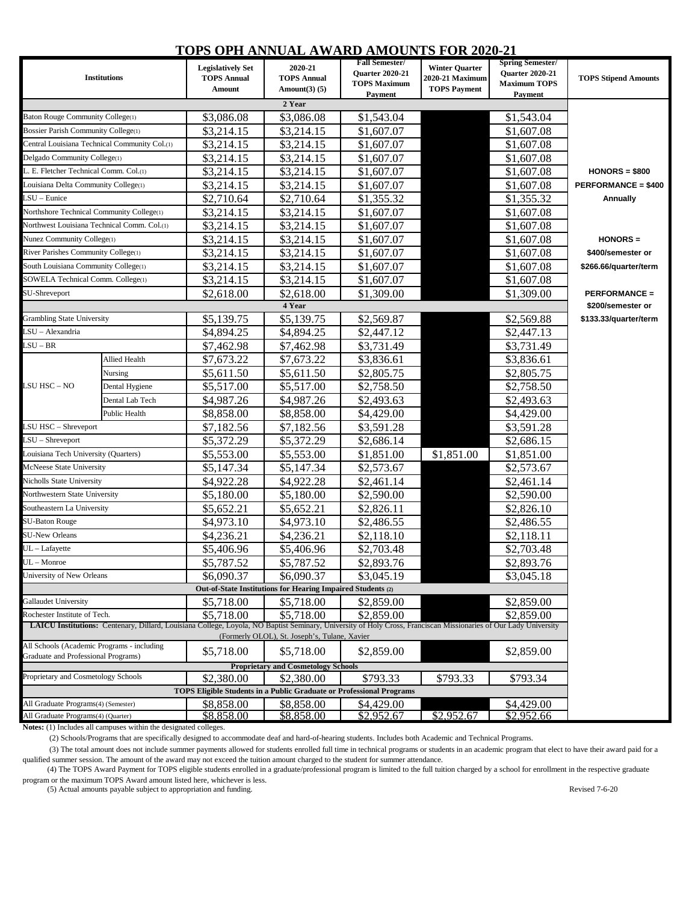# TOPS OPH ANNUAL AWARD AMOUNTS FOR 2020-21

| Institutions | | Legislatively Set TOPS Annual Amount | 2020-21 TOPS Annual Amount(3) (5) | Fall Semester/ Quarter 2020-21 TOPS Maximum Payment | Winter Quarter 2020-21 Maximum TOPS Payment | Spring Semester/ Quarter 2020-21 Maximum TOPS Payment | TOPS Stipend Amounts |
|---|---|---|---|---|---|---|---|
| **2 Year** | | | | | | | |
| Baton Rouge Community College(1) | | $3,086.08 | $3,086.08 | $1,543.04 | | $1,543.04 | |
| Bossier Parish Community College(1) | | $3,214.15 | $3,214.15 | $1,607.07 | | $1,607.08 | |
| Central Louisiana Technical Community Col.(1) | | $3,214.15 | $3,214.15 | $1,607.07 | | $1,607.08 | |
| Delgado Community College(1) | | $3,214.15 | $3,214.15 | $1,607.07 | | $1,607.08 | |
| L. E. Fletcher Technical Comm. Col.(1) | | $3,214.15 | $3,214.15 | $1,607.07 | | $1,607.08 | HONORS = $800 |
| Louisiana Delta Community College(1) | | $3,214.15 | $3,214.15 | $1,607.07 | | $1,607.08 | PERFORMANCE = $400 |
| LSU – Eunice | | $2,710.64 | $2,710.64 | $1,355.32 | | $1,355.32 | Annually |
| Northshore Technical Community College(1) | | $3,214.15 | $3,214.15 | $1,607.07 | | $1,607.08 | |
| Northwest Louisiana Technical Comm. Col.(1) | | $3,214.15 | $3,214.15 | $1,607.07 | | $1,607.08 | |
| Nunez Community College(1) | | $3,214.15 | $3,214.15 | $1,607.07 | | $1,607.08 | HONORS = |
| River Parishes Community College(1) | | $3,214.15 | $3,214.15 | $1,607.07 | | $1,607.08 | $400/semester or |
| South Louisiana Community College(1) | | $3,214.15 | $3,214.15 | $1,607.07 | | $1,607.08 | $266.66/quarter/term |
| SOWELA Technical Comm. College(1) | | $3,214.15 | $3,214.15 | $1,607.07 | | $1,607.08 | |
| SU-Shreveport | | $2,618.00 | $2,618.00 | $1,309.00 | | $1,309.00 | PERFORMANCE = |
| **4 Year** | | | | | | | $200/semester or |
| Grambling State University | | $5,139.75 | $5,139.75 | $2,569.87 | | $2,569.88 | $133.33/quarter/term |
| LSU – Alexandria | | $4,894.25 | $4,894.25 | $2,447.12 | | $2,447.13 | |
| LSU – BR | | $7,462.98 | $7,462.98 | $3,731.49 | | $3,731.49 | |
| LSU HSC – NO | Allied Health | $7,673.22 | $7,673.22 | $3,836.61 | | $3,836.61 | |
| | Nursing | $5,611.50 | $5,611.50 | $2,805.75 | | $2,805.75 | |
| | Dental Hygiene | $5,517.00 | $5,517.00 | $2,758.50 | | $2,758.50 | |
| | Dental Lab Tech | $4,987.26 | $4,987.26 | $2,493.63 | | $2,493.63 | |
| | Public Health | $8,858.00 | $8,858.00 | $4,429.00 | | $4,429.00 | |
| LSU HSC – Shreveport | | $7,182.56 | $7,182.56 | $3,591.28 | | $3,591.28 | |
| LSU – Shreveport | | $5,372.29 | $5,372.29 | $2,686.14 | | $2,686.15 | |
| Louisiana Tech University (Quarters) | | $5,553.00 | $5,553.00 | $1,851.00 | $1,851.00 | $1,851.00 | |
| McNeese State University | | $5,147.34 | $5,147.34 | $2,573.67 | | $2,573.67 | |
| Nicholls State University | | $4,922.28 | $4,922.28 | $2,461.14 | | $2,461.14 | |
| Northwestern State University | | $5,180.00 | $5,180.00 | $2,590.00 | | $2,590.00 | |
| Southeastern La University | | $5,652.21 | $5,652.21 | $2,826.11 | | $2,826.10 | |
| SU-Baton Rouge | | $4,973.10 | $4,973.10 | $2,486.55 | | $2,486.55 | |
| SU-New Orleans | | $4,236.21 | $4,236.21 | $2,118.10 | | $2,118.11 | |
| UL – Lafayette | | $5,406.96 | $5,406.96 | $2,703.48 | | $2,703.48 | |
| UL – Monroe | | $5,787.52 | $5,787.52 | $2,893.76 | | $2,893.76 | |
| University of New Orleans | | $6,090.37 | $6,090.37 | $3,045.19 | | $3,045.18 | |
| **Out-of-State Institutions for Hearing Impaired Students (2)** | | | | | | | |
| Gallaudet University | | $5,718.00 | $5,718.00 | $2,859.00 | | $2,859.00 | |
| Rochester Institute of Tech. | | $5,718.00 | $5,718.00 | $2,859.00 | | $2,859.00 | |
| **LAICU Institutions:** Centenary, Dillard, Louisiana College, Loyola, NO Baptist Seminary, University of Holy Cross, Franciscan Missionaries of Our Lady University (Formerly OLOL), St. Joseph's, Tulane, Xavier | | | | | | | |
| All Schools (Academic Programs - including Graduate and Professional Programs) | | $5,718.00 | $5,718.00 | $2,859.00 | | $2,859.00 | |
| **Proprietary and Cosmetology Schools** | | | | | | | |
| Proprietary and Cosmetology Schools | | $2,380.00 | $2,380.00 | $793.33 | $793.33 | $793.34 | |
| **TOPS Eligible Students in a Public Graduate or Professional Programs** | | | | | | | |
| All Graduate Programs(4) (Semester) | | $8,858.00 | $8,858.00 | $4,429.00 | | $4,429.00 | |
| All Graduate Programs(4) (Quarter) | | $8,858.00 | $8,858.00 | $2,952.67 | $2,952.67 | $2,952.66 | |

**Notes:** (1) Includes all campuses within the designated colleges.

(2) Schools/Programs that are specifically designed to accommodate deaf and hard-of-hearing students. Includes both Academic and Technical Programs.

(3) The total amount does not include summer payments allowed for students enrolled full time in technical programs or students in an academic program that elect to have their award paid for a qualified summer session. The amount of the award may not exceed the tuition amount charged to the student for summer attendance.

(4) The TOPS Award Payment for TOPS eligible students enrolled in a graduate/professional program is limited to the full tuition charged by a school for enrollment in the respective graduate program or the maximum TOPS Award amount listed here, whichever is less.

(5) Actual amounts payable subject to appropriation and funding.

Revised 7-6-20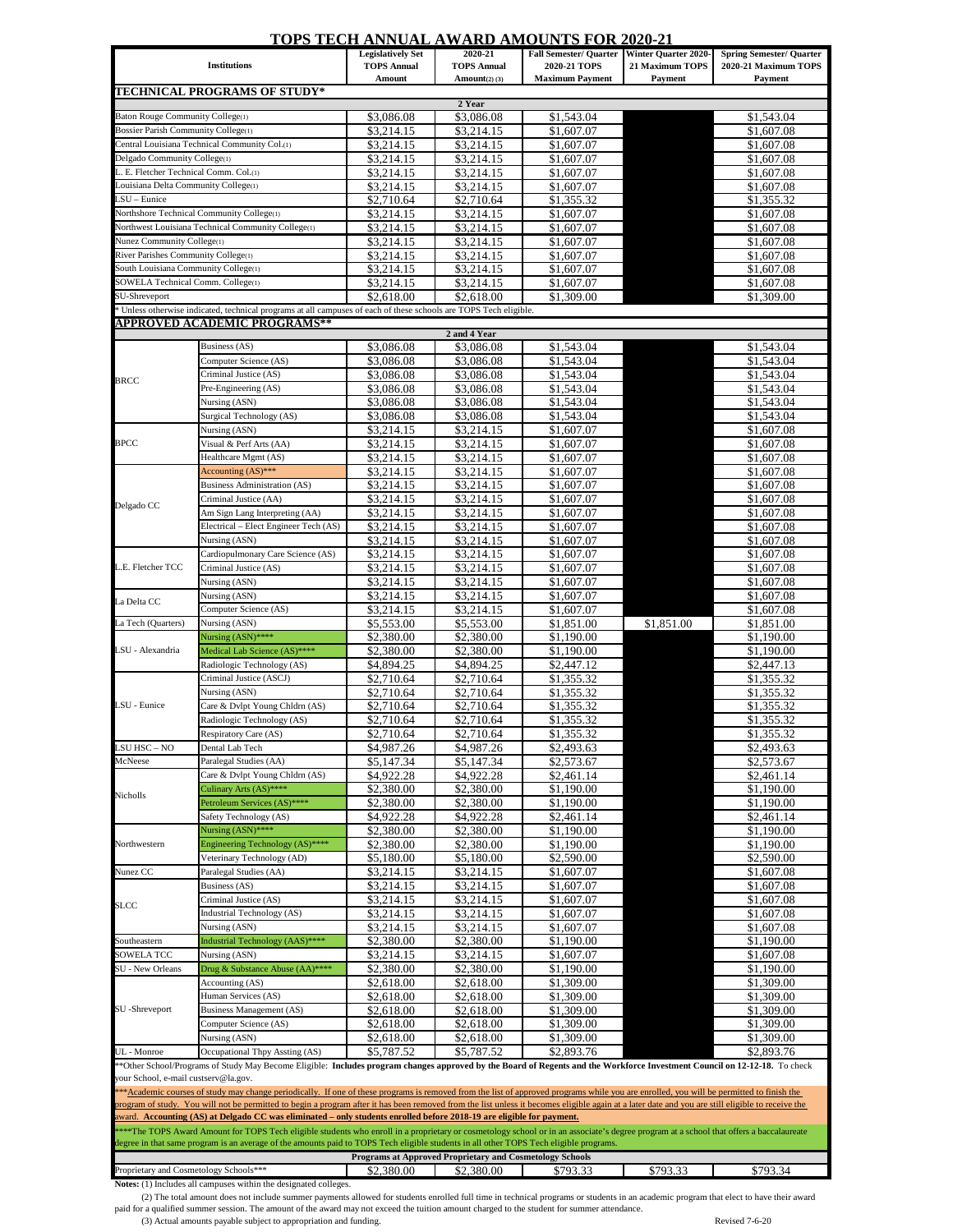# TOPS TECH ANNUAL AWARD AMOUNTS FOR 2020-21

| Institutions | | Legislatively Set TOPS Annual Amount | 2020-21 TOPS Annual Amount(2) (3) | Fall Semester/ Quarter 2020-21 TOPS Maximum Payment | Winter Quarter 2020-21 Maximum TOPS Payment | Spring Semester/ Quarter 2020-21 Maximum TOPS Payment |
|---|---|---|---|---|---|---|
| **TECHNICAL PROGRAMS OF STUDY*** | | | | | | |
| | | | 2 Year | | | |
| Baton Rouge Community College(1) | | $3,086.08 | $3,086.08 | $1,543.04 | | $1,543.04 |
| Bossier Parish Community College(1) | | $3,214.15 | $3,214.15 | $1,607.07 | | $1,607.08 |
| Central Louisiana Technical Community Col.(1) | | $3,214.15 | $3,214.15 | $1,607.07 | | $1,607.08 |
| Delgado Community College(1) | | $3,214.15 | $3,214.15 | $1,607.07 | | $1,607.08 |
| L. E. Fletcher Technical Comm. Col.(1) | | $3,214.15 | $3,214.15 | $1,607.07 | | $1,607.08 |
| Louisiana Delta Community College(1) | | $3,214.15 | $3,214.15 | $1,607.07 | | $1,607.08 |
| LSU – Eunice | | $2,710.64 | $2,710.64 | $1,355.32 | | $1,355.32 |
| Northshore Technical Community College(1) | | $3,214.15 | $3,214.15 | $1,607.07 | | $1,607.08 |
| Northwest Louisiana Technical Community College(1) | | $3,214.15 | $3,214.15 | $1,607.07 | | $1,607.08 |
| Nunez Community College(1) | | $3,214.15 | $3,214.15 | $1,607.07 | | $1,607.08 |
| River Parishes Community College(1) | | $3,214.15 | $3,214.15 | $1,607.07 | | $1,607.08 |
| South Louisiana Community College(1) | | $3,214.15 | $3,214.15 | $1,607.07 | | $1,607.08 |
| SOWELA Technical Comm. College(1) | | $3,214.15 | $3,214.15 | $1,607.07 | | $1,607.08 |
| SU-Shreveport | | $2,618.00 | $2,618.00 | $1,309.00 | | $1,309.00 |
| * Unless otherwise indicated, technical programs at all campuses of each of these schools are TOPS Tech eligible. | | | | | | |
| **APPROVED ACADEMIC PROGRAMS**** | | | | | | |
| | | | 2 and 4 Year | | | |
| BRCC | Business (AS) | $3,086.08 | $3,086.08 | $1,543.04 | | $1,543.04 |
| | Computer Science (AS) | $3,086.08 | $3,086.08 | $1,543.04 | | $1,543.04 |
| | Criminal Justice (AS) | $3,086.08 | $3,086.08 | $1,543.04 | | $1,543.04 |
| | Pre-Engineering (AS) | $3,086.08 | $3,086.08 | $1,543.04 | | $1,543.04 |
| | Nursing (ASN) | $3,086.08 | $3,086.08 | $1,543.04 | | $1,543.04 |
| | Surgical Technology (AS) | $3,086.08 | $3,086.08 | $1,543.04 | | $1,543.04 |
| BPCC | Nursing (ASN) | $3,214.15 | $3,214.15 | $1,607.07 | | $1,607.08 |
| | Visual & Perf Arts (AA) | $3,214.15 | $3,214.15 | $1,607.07 | | $1,607.08 |
| | Healthcare Mgmt (AS) | $3,214.15 | $3,214.15 | $1,607.07 | | $1,607.08 |
| Delgado CC | Accounting (AS)*** | $3,214.15 | $3,214.15 | $1,607.07 | | $1,607.08 |
| | Business Administration (AS) | $3,214.15 | $3,214.15 | $1,607.07 | | $1,607.08 |
| | Criminal Justice (AA) | $3,214.15 | $3,214.15 | $1,607.07 | | $1,607.08 |
| | Am Sign Lang Interpreting (AA) | $3,214.15 | $3,214.15 | $1,607.07 | | $1,607.08 |
| | Electrical – Elect Engineer Tech (AS) | $3,214.15 | $3,214.15 | $1,607.07 | | $1,607.08 |
| | Nursing (ASN) | $3,214.15 | $3,214.15 | $1,607.07 | | $1,607.08 |
| L.E. Fletcher TCC | Cardiopulmonary Care Science (AS) | $3,214.15 | $3,214.15 | $1,607.07 | | $1,607.08 |
| | Criminal Justice (AS) | $3,214.15 | $3,214.15 | $1,607.07 | | $1,607.08 |
| | Nursing (ASN) | $3,214.15 | $3,214.15 | $1,607.07 | | $1,607.08 |
| La Delta CC | Nursing (ASN) | $3,214.15 | $3,214.15 | $1,607.07 | | $1,607.08 |
| | Computer Science (AS) | $3,214.15 | $3,214.15 | $1,607.07 | | $1,607.08 |
| La Tech (Quarters) | Nursing (ASN) | $5,553.00 | $5,553.00 | $1,851.00 | $1,851.00 | $1,851.00 |
| LSU - Alexandria | Nursing (ASN)**** | $2,380.00 | $2,380.00 | $1,190.00 | | $1,190.00 |
| | Medical Lab Science (AS)**** | $2,380.00 | $2,380.00 | $1,190.00 | | $1,190.00 |
| | Radiologic Technology (AS) | $4,894.25 | $4,894.25 | $2,447.12 | | $2,447.13 |
| LSU - Eunice | Criminal Justice (ASCJ) | $2,710.64 | $2,710.64 | $1,355.32 | | $1,355.32 |
| | Nursing (ASN) | $2,710.64 | $2,710.64 | $1,355.32 | | $1,355.32 |
| | Care & Dvlpt Young Chldrn (AS) | $2,710.64 | $2,710.64 | $1,355.32 | | $1,355.32 |
| | Radiologic Technology (AS) | $2,710.64 | $2,710.64 | $1,355.32 | | $1,355.32 |
| | Respiratory Care (AS) | $2,710.64 | $2,710.64 | $1,355.32 | | $1,355.32 |
| LSU HSC – NO | Dental Lab Tech | $4,987.26 | $4,987.26 | $2,493.63 | | $2,493.63 |
| McNeese | Paralegal Studies (AA) | $5,147.34 | $5,147.34 | $2,573.67 | | $2,573.67 |
| Nicholls | Care & Dvlpt Young Chldrn (AS) | $4,922.28 | $4,922.28 | $2,461.14 | | $2,461.14 |
| | Culinary Arts (AS)**** | $2,380.00 | $2,380.00 | $1,190.00 | | $1,190.00 |
| | Petroleum Services (AS)**** | $2,380.00 | $2,380.00 | $1,190.00 | | $1,190.00 |
| | Safety Technology (AS) | $4,922.28 | $4,922.28 | $2,461.14 | | $2,461.14 |
| Northwestern | Nursing (ASN)**** | $2,380.00 | $2,380.00 | $1,190.00 | | $1,190.00 |
| | Engineering Technology (AS)**** | $2,380.00 | $2,380.00 | $1,190.00 | | $1,190.00 |
| | Veterinary Technology (AD) | $5,180.00 | $5,180.00 | $2,590.00 | | $2,590.00 |
| Nunez CC | Paralegal Studies (AA) | $3,214.15 | $3,214.15 | $1,607.07 | | $1,607.08 |
| SLCC | Business (AS) | $3,214.15 | $3,214.15 | $1,607.07 | | $1,607.08 |
| | Criminal Justice (AS) | $3,214.15 | $3,214.15 | $1,607.07 | | $1,607.08 |
| | Industrial Technology (AS) | $3,214.15 | $3,214.15 | $1,607.07 | | $1,607.08 |
| | Nursing (ASN) | $3,214.15 | $3,214.15 | $1,607.07 | | $1,607.08 |
| Southeastern | Industrial Technology (AAS)**** | $2,380.00 | $2,380.00 | $1,190.00 | | $1,190.00 |
| SOWELA TCC | Nursing (ASN) | $3,214.15 | $3,214.15 | $1,607.07 | | $1,607.08 |
| SU - New Orleans | Drug & Substance Abuse (AA)**** | $2,380.00 | $2,380.00 | $1,190.00 | | $1,190.00 |
| SU -Shreveport | Accounting (AS) | $2,618.00 | $2,618.00 | $1,309.00 | | $1,309.00 |
| | Human Services (AS) | $2,618.00 | $2,618.00 | $1,309.00 | | $1,309.00 |
| | Business Management (AS) | $2,618.00 | $2,618.00 | $1,309.00 | | $1,309.00 |
| | Computer Science (AS) | $2,618.00 | $2,618.00 | $1,309.00 | | $1,309.00 |
| | Nursing (ASN) | $2,618.00 | $2,618.00 | $1,309.00 | | $1,309.00 |
| UL - Monroe | Occupational Thpy Assting (AS) | $5,787.52 | $5,787.52 | $2,893.76 | | $2,893.76 |
| **Programs at Approved Proprietary and Cosmetology Schools** | | | | | | |
| Proprietary and Cosmetology Schools*** | | $2,380.00 | $2,380.00 | $793.33 | $793.33 | $793.34 |

**Other School/Programs of Study May Become Eligible: **Includes program changes approved by the Board of Regents and the Workforce Investment Council on 12-12-18.** To check your School, e-mail custserv@la.gov.

***Academic courses of study may change periodically. If one of these programs is removed from the list of approved programs while you are enrolled, you will be permitted to finish the program of study. You will not be permitted to begin a program after it has been removed from the list unless it becomes eligible again at a later date and you are still eligible to receive the award. **Accounting (AS) at Delgado CC was eliminated – only students enrolled before 2018-19 are eligible for payment.**

****The TOPS Award Amount for TOPS Tech eligible students who enroll in a proprietary or cosmetology school or in an associate's degree program at a school that offers a baccalaureate degree in that same program is an average of the amounts paid to TOPS Tech eligible students in all other TOPS Tech eligible programs.

**Notes:** (1) Includes all campuses within the designated colleges.

(2) The total amount does not include summer payments allowed for students enrolled full time in technical programs or students in an academic program that elect to have their award paid for a qualified summer session. The amount of the award may not exceed the tuition amount charged to the student for summer attendance.

(3) Actual amounts payable subject to appropriation and funding.

Revised 7-6-20